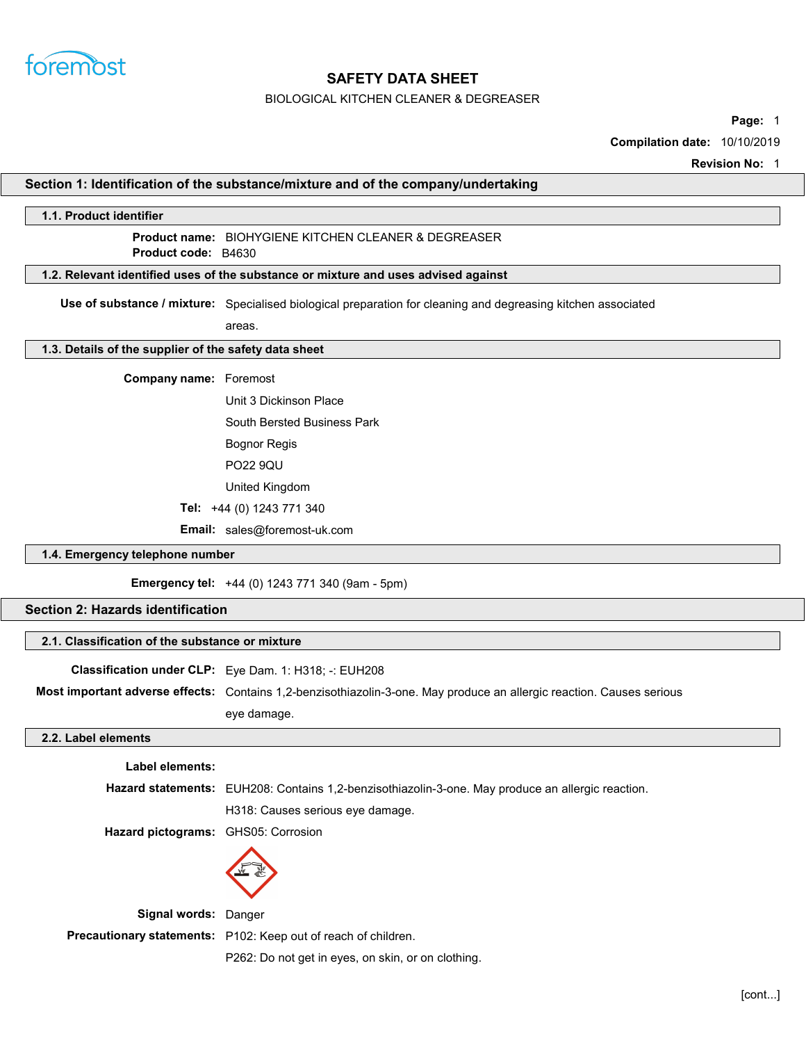foremost

# SAFETY DATA SHEET

BIOLOGICAL KITCHEN CLEANER & DEGREASER

**Page:** 1

**Compilation date:** 10/10/2019

**Revision No:** 1

## Section 1: Identification of the substance/mixture and of the company/undertaking

### 1.1. Product identifier

**Product name:** BIOHYGIENE KITCHEN CLEANER & DEGREASER

**Product code:** B4630

### 1.2. Relevant identified uses of the substance or mixture and uses advised against

**Use of substance / mixture:** Specialised biological preparation for cleaning and degreasing kitchen associated areas.

### 1.3. Details of the supplier of the safety data sheet

**Company name:** Foremost

Unit 3 Dickinson Place

South Bersted Business Park

Bognor Regis

PO22 9QU

United Kingdom

**Tel:** +44 (0) 1243 771 340

**Email:** sales@foremost-uk.com

### 1.4. Emergency telephone number

**Emergency tel:** +44 (0) 1243 771 340 (9am - 5pm)

## Section 2: Hazards identification

### 2.1. Classification of the substance or mixture

**Classification under CLP:** Eye Dam. 1: H318; -: EUH208

**Most important adverse effects:** Contains 1,2-benzisothiazolin-3-one. May produce an allergic reaction. Causes serious eye damage.

### 2.2. Label elements

**Label elements:**

**Hazard statements:** EUH208: Contains 1,2-benzisothiazolin-3-one. May produce an allergic reaction.

H318: Causes serious eye damage.

**Hazard pictograms:** GHS05: Corrosion

**Signal words:** Danger

**Precautionary statements:** P102: Keep out of reach of children.

P262: Do not get in eyes, on skin, or on clothing.

[cont...]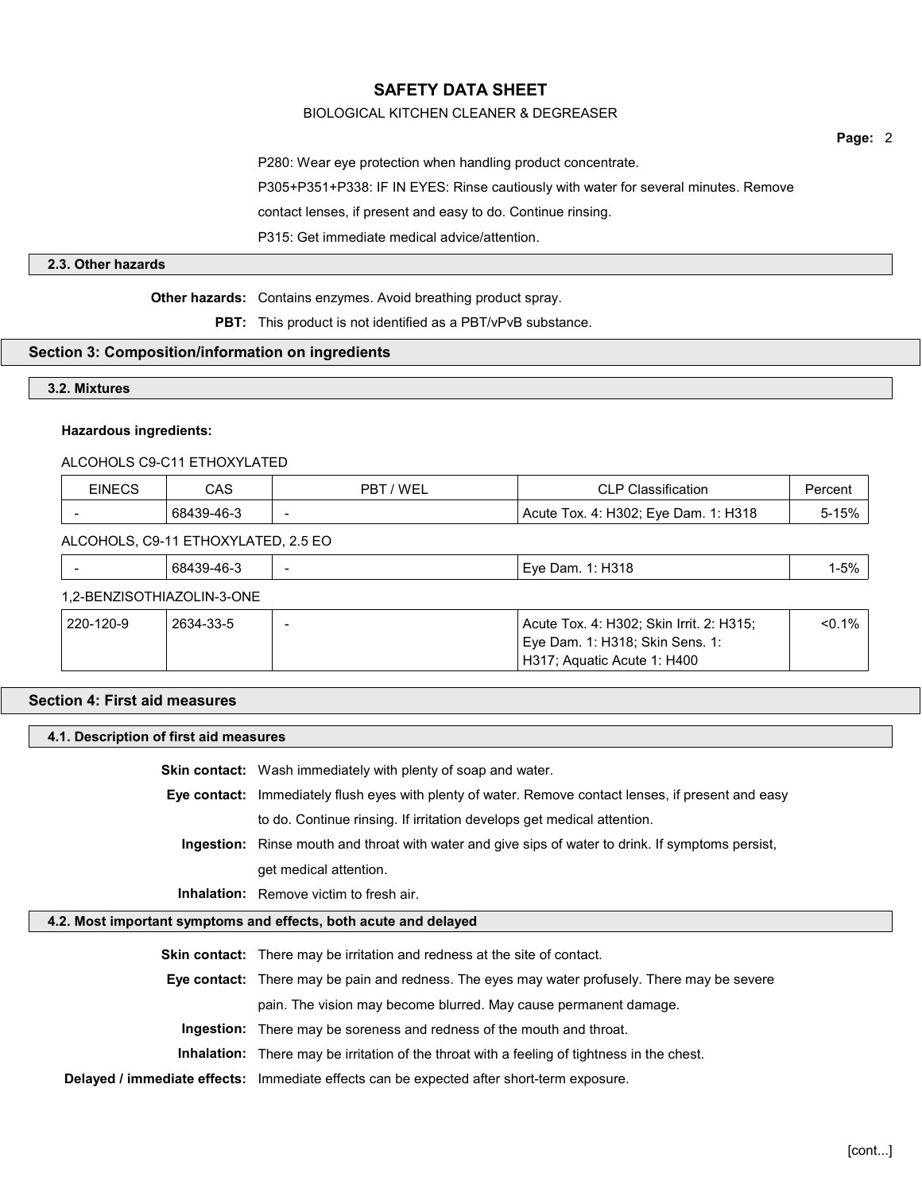P280: Wear eye protection when handling product concentrate.

P305+P351+P338: IF IN EYES: Rinse cautiously with water for several minutes. Remove contact lenses, if present and easy to do. Continue rinsing.

P315: Get immediate medical advice/attention.

### 2.3. Other hazards

**Other hazards:** Contains enzymes. Avoid breathing product spray.

**PBT:** This product is not identified as a PBT/vPvB substance.

## Section 3: Composition/information on ingredients

### 3.2. Mixtures

**Hazardous ingredients:**

ALCOHOLS C9-C11 ETHOXYLATED

| EINECS | CAS | PBT / WEL | CLP Classification | Percent |
|---|---|---|---|---|
| - | 68439-46-3 | - | Acute Tox. 4: H302; Eye Dam. 1: H318 | 5-15% |

ALCOHOLS, C9-11 ETHOXYLATED, 2.5 EO

| EINECS | CAS | PBT / WEL | CLP Classification | Percent |
|---|---|---|---|---|
| - | 68439-46-3 | - | Eye Dam. 1: H318 | 1-5% |

1,2-BENZISOTHIAZOLIN-3-ONE

| EINECS | CAS | PBT / WEL | CLP Classification | Percent |
|---|---|---|---|---|
| 220-120-9 | 2634-33-5 | - | Acute Tox. 4: H302; Skin Irrit. 2: H315; Eye Dam. 1: H318; Skin Sens. 1: H317; Aquatic Acute 1: H400 | <0.1% |

## Section 4: First aid measures

### 4.1. Description of first aid measures

**Skin contact:** Wash immediately with plenty of soap and water.

**Eye contact:** Immediately flush eyes with plenty of water. Remove contact lenses, if present and easy to do. Continue rinsing. If irritation develops get medical attention.

**Ingestion:** Rinse mouth and throat with water and give sips of water to drink. If symptoms persist, get medical attention.

**Inhalation:** Remove victim to fresh air.

### 4.2. Most important symptoms and effects, both acute and delayed

**Skin contact:** There may be irritation and redness at the site of contact.

**Eye contact:** There may be pain and redness. The eyes may water profusely. There may be severe pain. The vision may become blurred. May cause permanent damage.

**Ingestion:** There may be soreness and redness of the mouth and throat.

**Inhalation:** There may be irritation of the throat with a feeling of tightness in the chest.

**Delayed / immediate effects:** Immediate effects can be expected after short-term exposure.

[cont...]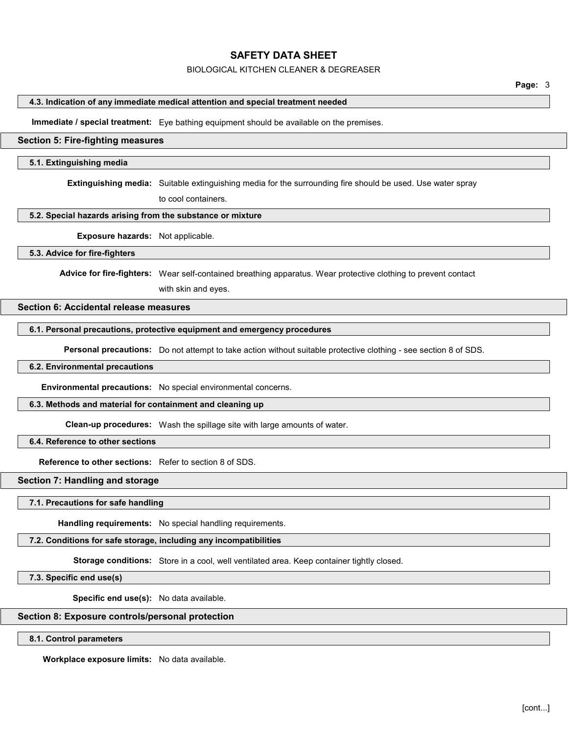### 4.3. Indication of any immediate medical attention and special treatment needed

**Immediate / special treatment:** Eye bathing equipment should be available on the premises.

## Section 5: Fire-fighting measures

### 5.1. Extinguishing media

**Extinguishing media:** Suitable extinguishing media for the surrounding fire should be used. Use water spray to cool containers.

### 5.2. Special hazards arising from the substance or mixture

**Exposure hazards:** Not applicable.

### 5.3. Advice for fire-fighters

**Advice for fire-fighters:** Wear self-contained breathing apparatus. Wear protective clothing to prevent contact with skin and eyes.

## Section 6: Accidental release measures

### 6.1. Personal precautions, protective equipment and emergency procedures

**Personal precautions:** Do not attempt to take action without suitable protective clothing - see section 8 of SDS.

### 6.2. Environmental precautions

**Environmental precautions:** No special environmental concerns.

### 6.3. Methods and material for containment and cleaning up

**Clean-up procedures:** Wash the spillage site with large amounts of water.

### 6.4. Reference to other sections

**Reference to other sections:** Refer to section 8 of SDS.

## Section 7: Handling and storage

### 7.1. Precautions for safe handling

**Handling requirements:** No special handling requirements.

### 7.2. Conditions for safe storage, including any incompatibilities

**Storage conditions:** Store in a cool, well ventilated area. Keep container tightly closed.

### 7.3. Specific end use(s)

**Specific end use(s):** No data available.

## Section 8: Exposure controls/personal protection

### 8.1. Control parameters

**Workplace exposure limits:** No data available.

[cont...]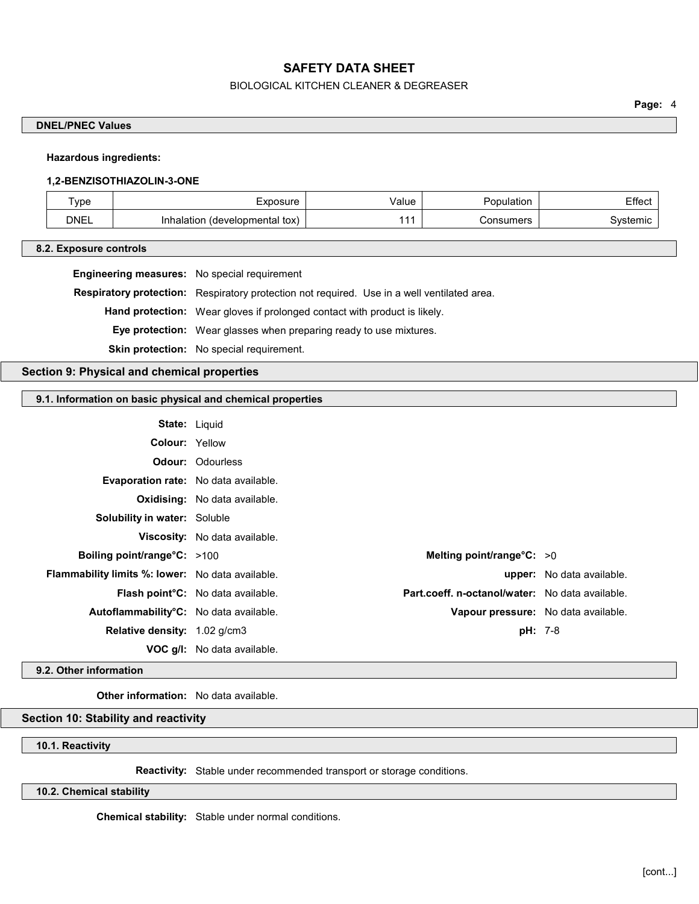#### DNEL/PNEC Values

**Hazardous ingredients:**

**1,2-BENZISOTHIAZOLIN-3-ONE**

| Type | Exposure | Value | Population | Effect |
|---|---|---|---|---|
| DNEL | Inhalation (developmental tox) | 111 | Consumers | Systemic |

#### 8.2. Exposure controls

**Engineering measures:** No special requirement

**Respiratory protection:** Respiratory protection not required. Use in a well ventilated area.

**Hand protection:** Wear gloves if prolonged contact with product is likely.

**Eye protection:** Wear glasses when preparing ready to use mixtures.

**Skin protection:** No special requirement.

## Section 9: Physical and chemical properties

#### 9.1. Information on basic physical and chemical properties

**State:** Liquid

**Colour:** Yellow

**Odour:** Odourless

**Evaporation rate:** No data available.

**Oxidising:** No data available.

**Solubility in water:** Soluble

**Viscosity:** No data available.

**Boiling point/range°C:** >100

**Melting point/range°C:** >0

**Flammability limits %: lower:** No data available.

**upper:** No data available.

**Flash point°C:** No data available.

**Part.coeff. n-octanol/water:** No data available.

**Autoflammability°C:** No data available.

**Vapour pressure:** No data available.

**Relative density:** 1.02 g/cm3

**pH:** 7-8

**VOC g/l:** No data available.

#### 9.2. Other information

**Other information:** No data available.

## Section 10: Stability and reactivity

#### 10.1. Reactivity

**Reactivity:** Stable under recommended transport or storage conditions.

#### 10.2. Chemical stability

**Chemical stability:** Stable under normal conditions.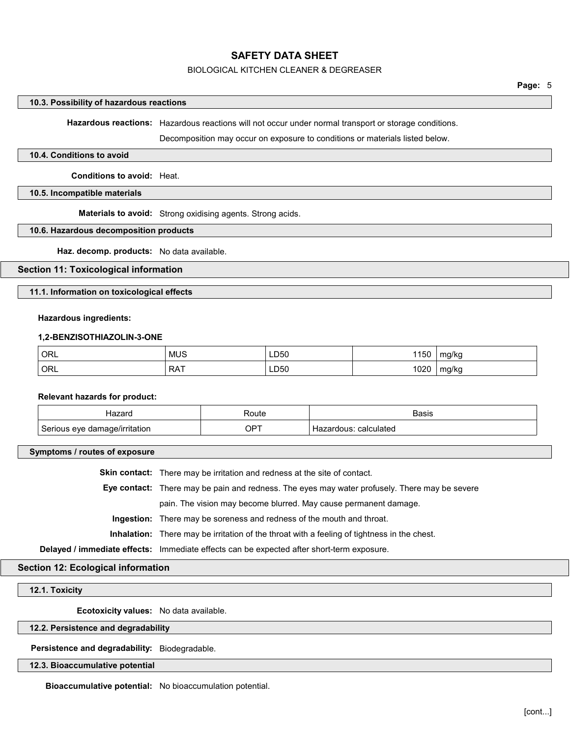#### 10.3. Possibility of hazardous reactions

**Hazardous reactions:** Hazardous reactions will not occur under normal transport or storage conditions.

Decomposition may occur on exposure to conditions or materials listed below.

#### 10.4. Conditions to avoid

**Conditions to avoid:** Heat.

#### 10.5. Incompatible materials

**Materials to avoid:** Strong oxidising agents. Strong acids.

#### 10.6. Hazardous decomposition products

**Haz. decomp. products:** No data available.

## Section 11: Toxicological information

#### 11.1. Information on toxicological effects

**Hazardous ingredients:**

**1,2-BENZISOTHIAZOLIN-3-ONE**

| | | | | |
|---|---|---|---|---|
| ORL | MUS | LD50 | 1150 | mg/kg |
| ORL | RAT | LD50 | 1020 | mg/kg |

**Relevant hazards for product:**

| Hazard | Route | Basis |
|---|---|---|
| Serious eye damage/irritation | OPT | Hazardous: calculated |

#### Symptoms / routes of exposure

**Skin contact:** There may be irritation and redness at the site of contact.

**Eye contact:** There may be pain and redness. The eyes may water profusely. There may be severe pain. The vision may become blurred. May cause permanent damage.

**Ingestion:** There may be soreness and redness of the mouth and throat.

**Inhalation:** There may be irritation of the throat with a feeling of tightness in the chest.

**Delayed / immediate effects:** Immediate effects can be expected after short-term exposure.

## Section 12: Ecological information

#### 12.1. Toxicity

**Ecotoxicity values:** No data available.

#### 12.2. Persistence and degradability

**Persistence and degradability:** Biodegradable.

#### 12.3. Bioaccumulative potential

**Bioaccumulative potential:** No bioaccumulation potential.

[cont...]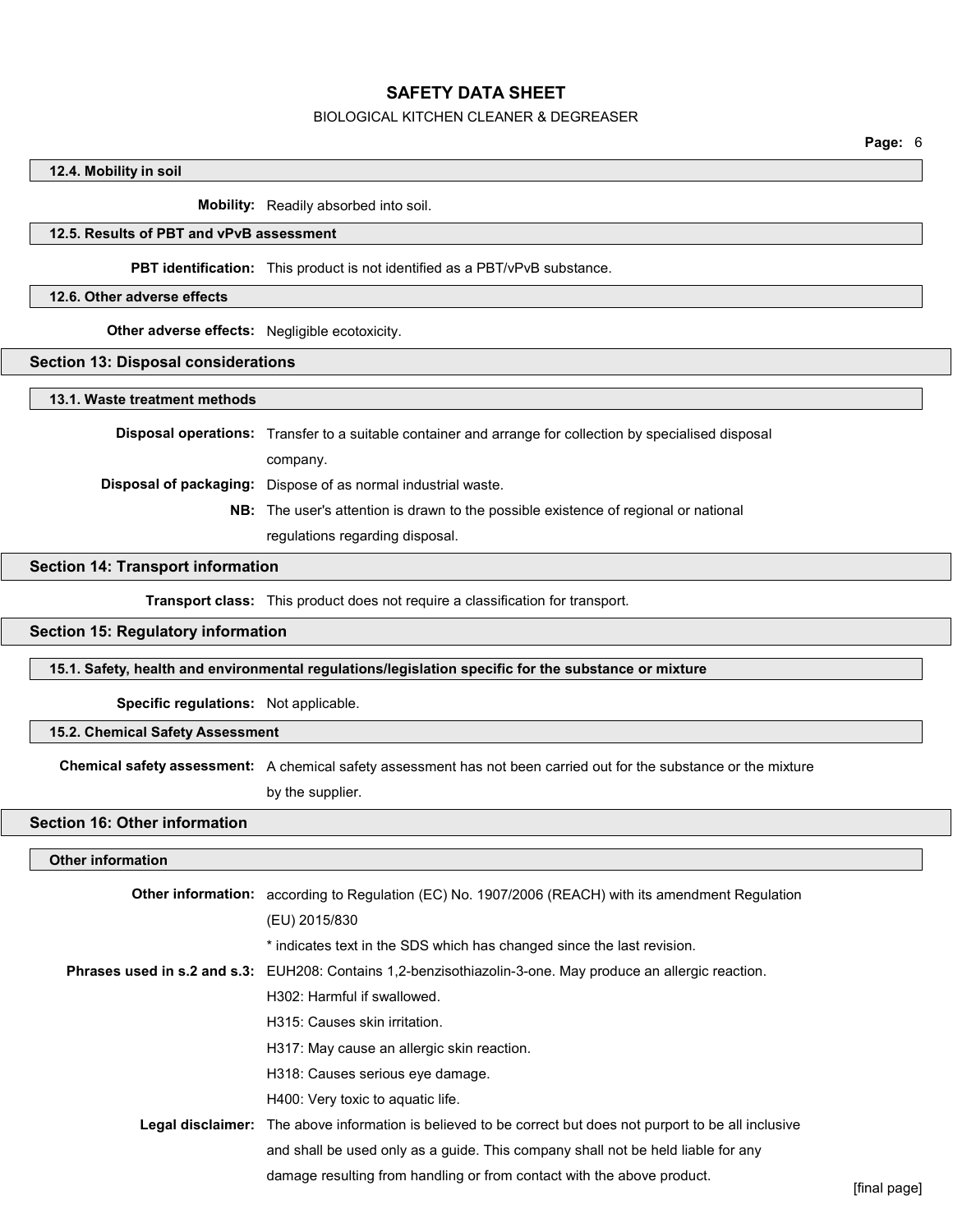### 12.4. Mobility in soil

**Mobility:** Readily absorbed into soil.

### 12.5. Results of PBT and vPvB assessment

**PBT identification:** This product is not identified as a PBT/vPvB substance.

### 12.6. Other adverse effects

**Other adverse effects:** Negligible ecotoxicity.

## Section 13: Disposal considerations

### 13.1. Waste treatment methods

**Disposal operations:** Transfer to a suitable container and arrange for collection by specialised disposal company.

**Disposal of packaging:** Dispose of as normal industrial waste.

**NB:** The user's attention is drawn to the possible existence of regional or national regulations regarding disposal.

## Section 14: Transport information

**Transport class:** This product does not require a classification for transport.

## Section 15: Regulatory information

### 15.1. Safety, health and environmental regulations/legislation specific for the substance or mixture

**Specific regulations:** Not applicable.

### 15.2. Chemical Safety Assessment

**Chemical safety assessment:** A chemical safety assessment has not been carried out for the substance or the mixture by the supplier.

## Section 16: Other information

### Other information

**Other information:** according to Regulation (EC) No. 1907/2006 (REACH) with its amendment Regulation (EU) 2015/830

* indicates text in the SDS which has changed since the last revision.

**Phrases used in s.2 and s.3:** EUH208: Contains 1,2-benzisothiazolin-3-one. May produce an allergic reaction.

H302: Harmful if swallowed.

H315: Causes skin irritation.

H317: May cause an allergic skin reaction.

H318: Causes serious eye damage.

H400: Very toxic to aquatic life.

**Legal disclaimer:** The above information is believed to be correct but does not purport to be all inclusive and shall be used only as a guide. This company shall not be held liable for any damage resulting from handling or from contact with the above product.

[final page]